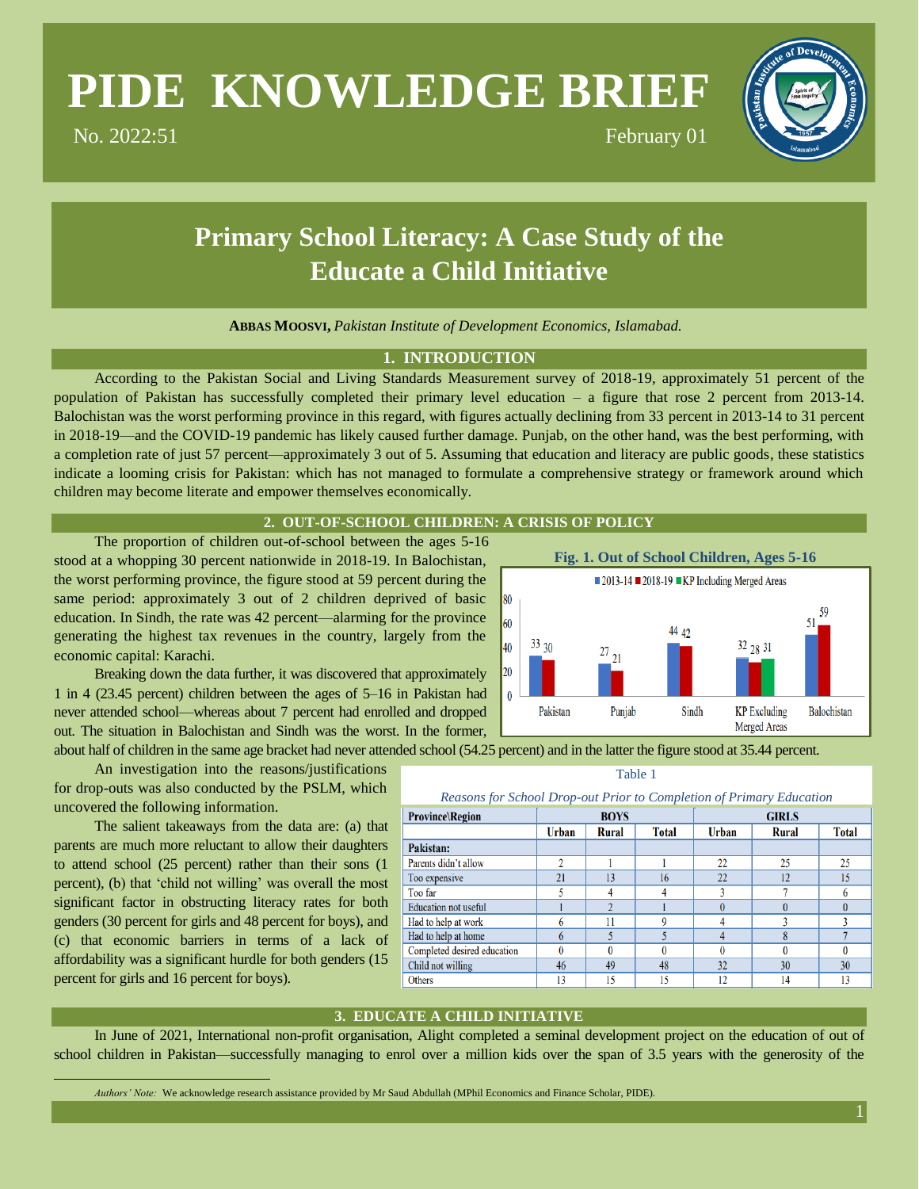# PIDE KNOWLEDGE BRIEF

No. 2022:51 February 01

## Primary School Literacy: A Case Study of the Educate a Child Initiative

**ABBAS MOOSVI,** *Pakistan Institute of Development Economics, Islamabad.*

### 1. INTRODUCTION

According to the Pakistan Social and Living Standards Measurement survey of 2018-19, approximately 51 percent of the population of Pakistan has successfully completed their primary level education – a figure that rose 2 percent from 2013-14. Balochistan was the worst performing province in this regard, with figures actually declining from 33 percent in 2013-14 to 31 percent in 2018-19—and the COVID-19 pandemic has likely caused further damage. Punjab, on the other hand, was the best performing, with a completion rate of just 57 percent—approximately 3 out of 5. Assuming that education and literacy are public goods, these statistics indicate a looming crisis for Pakistan: which has not managed to formulate a comprehensive strategy or framework around which children may become literate and empower themselves economically.

### 2. OUT-OF-SCHOOL CHILDREN: A CRISIS OF POLICY

The proportion of children out-of-school between the ages 5-16 stood at a whopping 30 percent nationwide in 2018-19. In Balochistan, the worst performing province, the figure stood at 59 percent during the same period: approximately 3 out of 2 children deprived of basic education. In Sindh, the rate was 42 percent—alarming for the province generating the highest tax revenues in the country, largely from the economic capital: Karachi.

**Fig. 1. Out of School Children, Ages 5-16**

| | 2013-14 | 2018-19 | KP Including Merged Areas |
|---|---|---|---|
| Pakistan | 33 | 30 | |
| Punjab | 27 | 21 | |
| Sindh | 44 | 42 | |
| KP Excluding Merged Areas | 32 | 28 | 31 |
| Balochistan | 51 | 59 | |

Breaking down the data further, it was discovered that approximately 1 in 4 (23.45 percent) children between the ages of 5–16 in Pakistan had never attended school—whereas about 7 percent had enrolled and dropped out. The situation in Balochistan and Sindh was the worst. In the former, about half of children in the same age bracket had never attended school (54.25 percent) and in the latter the figure stood at 35.44 percent.

An investigation into the reasons/justifications for drop-outs was also conducted by the PSLM, which uncovered the following information.

The salient takeaways from the data are: (a) that parents are much more reluctant to allow their daughters to attend school (25 percent) rather than their sons (1 percent), (b) that 'child not willing' was overall the most significant factor in obstructing literacy rates for both genders (30 percent for girls and 48 percent for boys), and (c) that economic barriers in terms of a lack of affordability was a significant hurdle for both genders (15 percent for girls and 16 percent for boys).

Table 1

*Reasons for School Drop-out Prior to Completion of Primary Education*

| Province\Region | BOYS | | | GIRLS | | |
|---|---|---|---|---|---|---|
| | Urban | Rural | Total | Urban | Rural | Total |
| **Pakistan:** | | | | | | |
| Parents didn't allow | 2 | 1 | 1 | 22 | 25 | 25 |
| Too expensive | 21 | 13 | 16 | 22 | 12 | 15 |
| Too far | 5 | 4 | 4 | 3 | 7 | 6 |
| Education not useful | 1 | 2 | 1 | 0 | 0 | 0 |
| Had to help at work | 6 | 11 | 9 | 4 | 3 | 3 |
| Had to help at home | 6 | 5 | 5 | 4 | 8 | 7 |
| Completed desired education | 0 | 0 | 0 | 0 | 0 | 0 |
| Child not willing | 46 | 49 | 48 | 32 | 30 | 30 |
| Others | 13 | 15 | 15 | 12 | 14 | 13 |

### 3. EDUCATE A CHILD INITIATIVE

In June of 2021, International non-profit organisation, Alight completed a seminal development project on the education of out of school children in Pakistan—successfully managing to enrol over a million kids over the span of 3.5 years with the generosity of the

---

*Authors' Note:* We acknowledge research assistance provided by Mr Saud Abdullah (MPhil Economics and Finance Scholar, PIDE).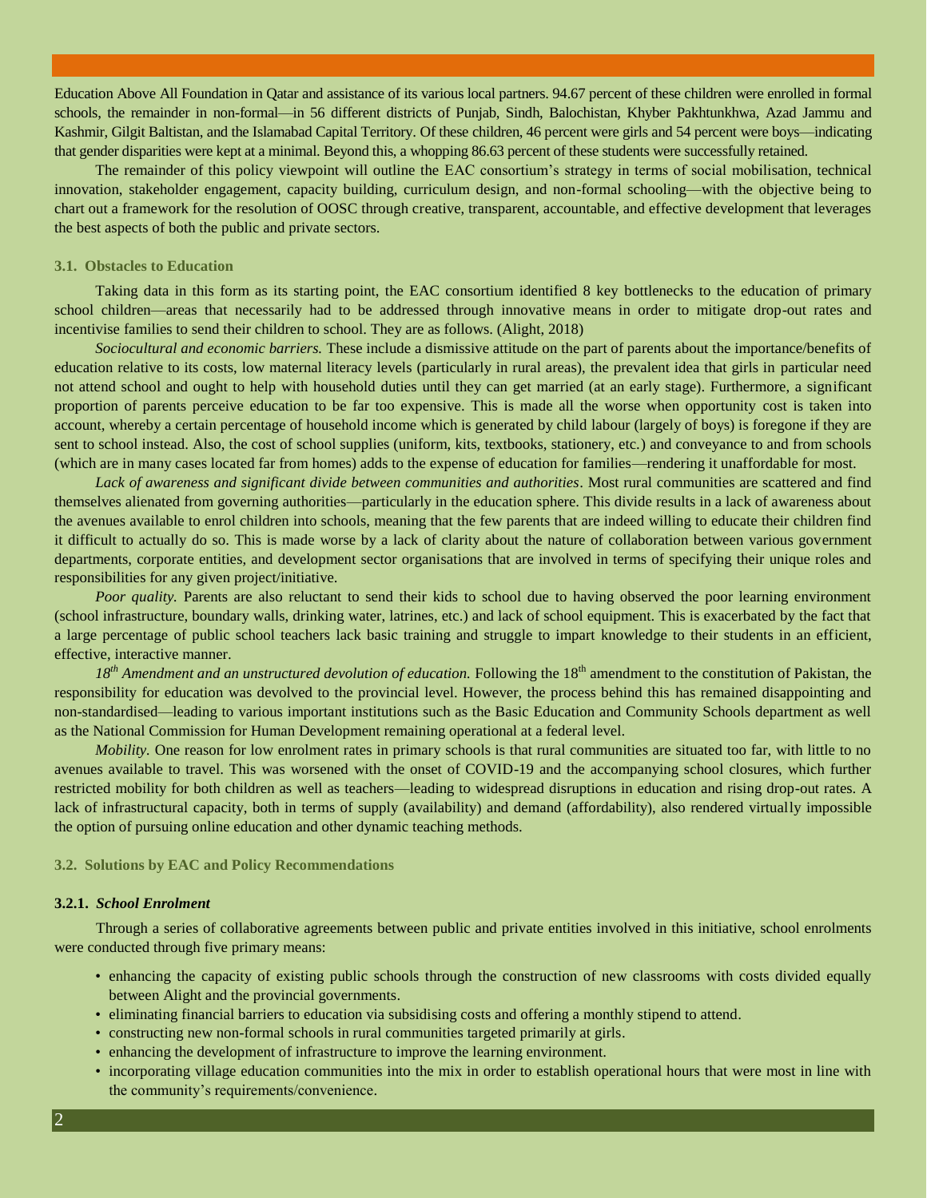Education Above All Foundation in Qatar and assistance of its various local partners. 94.67 percent of these children were enrolled in formal schools, the remainder in non-formal—in 56 different districts of Punjab, Sindh, Balochistan, Khyber Pakhtunkhwa, Azad Jammu and Kashmir, Gilgit Baltistan, and the Islamabad Capital Territory. Of these children, 46 percent were girls and 54 percent were boys—indicating that gender disparities were kept at a minimal. Beyond this, a whopping 86.63 percent of these students were successfully retained.

The remainder of this policy viewpoint will outline the EAC consortium's strategy in terms of social mobilisation, technical innovation, stakeholder engagement, capacity building, curriculum design, and non-formal schooling—with the objective being to chart out a framework for the resolution of OOSC through creative, transparent, accountable, and effective development that leverages the best aspects of both the public and private sectors.

### 3.1. Obstacles to Education

Taking data in this form as its starting point, the EAC consortium identified 8 key bottlenecks to the education of primary school children—areas that necessarily had to be addressed through innovative means in order to mitigate drop-out rates and incentivise families to send their children to school. They are as follows. (Alight, 2018)

*Sociocultural and economic barriers.* These include a dismissive attitude on the part of parents about the importance/benefits of education relative to its costs, low maternal literacy levels (particularly in rural areas), the prevalent idea that girls in particular need not attend school and ought to help with household duties until they can get married (at an early stage). Furthermore, a significant proportion of parents perceive education to be far too expensive. This is made all the worse when opportunity cost is taken into account, whereby a certain percentage of household income which is generated by child labour (largely of boys) is foregone if they are sent to school instead. Also, the cost of school supplies (uniform, kits, textbooks, stationery, etc.) and conveyance to and from schools (which are in many cases located far from homes) adds to the expense of education for families—rendering it unaffordable for most.

*Lack of awareness and significant divide between communities and authorities*. Most rural communities are scattered and find themselves alienated from governing authorities—particularly in the education sphere. This divide results in a lack of awareness about the avenues available to enrol children into schools, meaning that the few parents that are indeed willing to educate their children find it difficult to actually do so. This is made worse by a lack of clarity about the nature of collaboration between various government departments, corporate entities, and development sector organisations that are involved in terms of specifying their unique roles and responsibilities for any given project/initiative.

*Poor quality.* Parents are also reluctant to send their kids to school due to having observed the poor learning environment (school infrastructure, boundary walls, drinking water, latrines, etc.) and lack of school equipment. This is exacerbated by the fact that a large percentage of public school teachers lack basic training and struggle to impart knowledge to their students in an efficient, effective, interactive manner.

*18th Amendment and an unstructured devolution of education.* Following the 18th amendment to the constitution of Pakistan, the responsibility for education was devolved to the provincial level. However, the process behind this has remained disappointing and non-standardised—leading to various important institutions such as the Basic Education and Community Schools department as well as the National Commission for Human Development remaining operational at a federal level.

*Mobility.* One reason for low enrolment rates in primary schools is that rural communities are situated too far, with little to no avenues available to travel. This was worsened with the onset of COVID-19 and the accompanying school closures, which further restricted mobility for both children as well as teachers—leading to widespread disruptions in education and rising drop-out rates. A lack of infrastructural capacity, both in terms of supply (availability) and demand (affordability), also rendered virtually impossible the option of pursuing online education and other dynamic teaching methods.

### 3.2. Solutions by EAC and Policy Recommendations

#### 3.2.1. *School Enrolment*

Through a series of collaborative agreements between public and private entities involved in this initiative, school enrolments were conducted through five primary means:

- enhancing the capacity of existing public schools through the construction of new classrooms with costs divided equally between Alight and the provincial governments.
- eliminating financial barriers to education via subsidising costs and offering a monthly stipend to attend.
- constructing new non-formal schools in rural communities targeted primarily at girls.
- enhancing the development of infrastructure to improve the learning environment.
- incorporating village education communities into the mix in order to establish operational hours that were most in line with the community's requirements/convenience.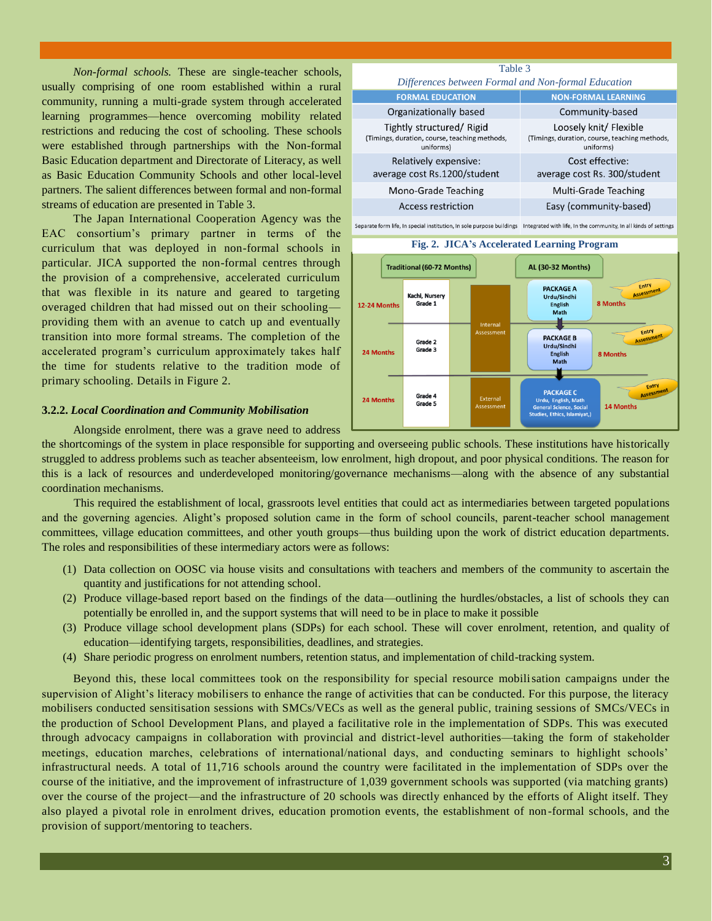*Non-formal schools.* These are single-teacher schools, usually comprising of one room established within a rural community, running a multi-grade system through accelerated learning programmes—hence overcoming mobility related restrictions and reducing the cost of schooling. These schools were established through partnerships with the Non-formal Basic Education department and Directorate of Literacy, as well as Basic Education Community Schools and other local-level partners. The salient differences between formal and non-formal streams of education are presented in Table 3.

The Japan International Cooperation Agency was the EAC consortium's primary partner in terms of the curriculum that was deployed in non-formal schools in particular. JICA supported the non-formal centres through the provision of a comprehensive, accelerated curriculum that was flexible in its nature and geared to targeting overaged children that had missed out on their schooling—providing them with an avenue to catch up and eventually transition into more formal streams. The completion of the accelerated program's curriculum approximately takes half the time for students relative to the tradition mode of primary schooling. Details in Figure 2.

Table 3

*Differences between Formal and Non-formal Education*

| FORMAL EDUCATION | NON-FORMAL LEARNING |
|---|---|
| Organizationally based | Community-based |
| Tightly structured/ Rigid (Timings, duration, course, teaching methods, uniforms) | Loosely knit/ Flexible (Timings, duration, course, teaching methods, uniforms) |
| Relatively expensive: average cost Rs.1200/student | Cost effective: average cost Rs. 300/student |
| Mono-Grade Teaching | Multi-Grade Teaching |
| Access restriction | Easy (community-based) |
| Separate form life, In special institution, In sole purpose buildings | Integrated with life, In the community, In all kinds of settings |

**Fig. 2. JICA's Accelerated Learning Program**

| Traditional (60-72 Months) | | Assessment | AL (30-32 Months) | |
|---|---|---|---|---|
| 12-24 Months | Kachi, Nursery, Grade 1 | Internal Assessment | PACKAGE A: Urdu/Sindhi, English, Math (Entry Assessment) | 8 Months |
| 24 Months | Grade 2, Grade 3 | | PACKAGE B: Urdu/Sindhi, English, Math (Entry Assessment) | 8 Months |
| 24 Months | Grade 4, Grade 5 | External Assessment | PACKAGE C: Urdu, English, Math, General Science, Social Studies, Ethics, Islamiyat,) (Entry Assessment) | 14 Months |

### 3.2.2. *Local Coordination and Community Mobilisation*

Alongside enrolment, there was a grave need to address the shortcomings of the system in place responsible for supporting and overseeing public schools. These institutions have historically struggled to address problems such as teacher absenteeism, low enrolment, high dropout, and poor physical conditions. The reason for this is a lack of resources and underdeveloped monitoring/governance mechanisms—along with the absence of any substantial coordination mechanisms.

This required the establishment of local, grassroots level entities that could act as intermediaries between targeted populations and the governing agencies. Alight's proposed solution came in the form of school councils, parent-teacher school management committees, village education committees, and other youth groups—thus building upon the work of district education departments. The roles and responsibilities of these intermediary actors were as follows:

1. Data collection on OOSC via house visits and consultations with teachers and members of the community to ascertain the quantity and justifications for not attending school.
2. Produce village-based report based on the findings of the data—outlining the hurdles/obstacles, a list of schools they can potentially be enrolled in, and the support systems that will need to be in place to make it possible
3. Produce village school development plans (SDPs) for each school. These will cover enrolment, retention, and quality of education—identifying targets, responsibilities, deadlines, and strategies.
4. Share periodic progress on enrolment numbers, retention status, and implementation of child-tracking system.

Beyond this, these local committees took on the responsibility for special resource mobilisation campaigns under the supervision of Alight's literacy mobilisers to enhance the range of activities that can be conducted. For this purpose, the literacy mobilisers conducted sensitisation sessions with SMCs/VECs as well as the general public, training sessions of SMCs/VECs in the production of School Development Plans, and played a facilitative role in the implementation of SDPs. This was executed through advocacy campaigns in collaboration with provincial and district-level authorities—taking the form of stakeholder meetings, education marches, celebrations of international/national days, and conducting seminars to highlight schools' infrastructural needs. A total of 11,716 schools around the country were facilitated in the implementation of SDPs over the course of the initiative, and the improvement of infrastructure of 1,039 government schools was supported (via matching grants) over the course of the project—and the infrastructure of 20 schools was directly enhanced by the efforts of Alight itself. They also played a pivotal role in enrolment drives, education promotion events, the establishment of non-formal schools, and the provision of support/mentoring to teachers.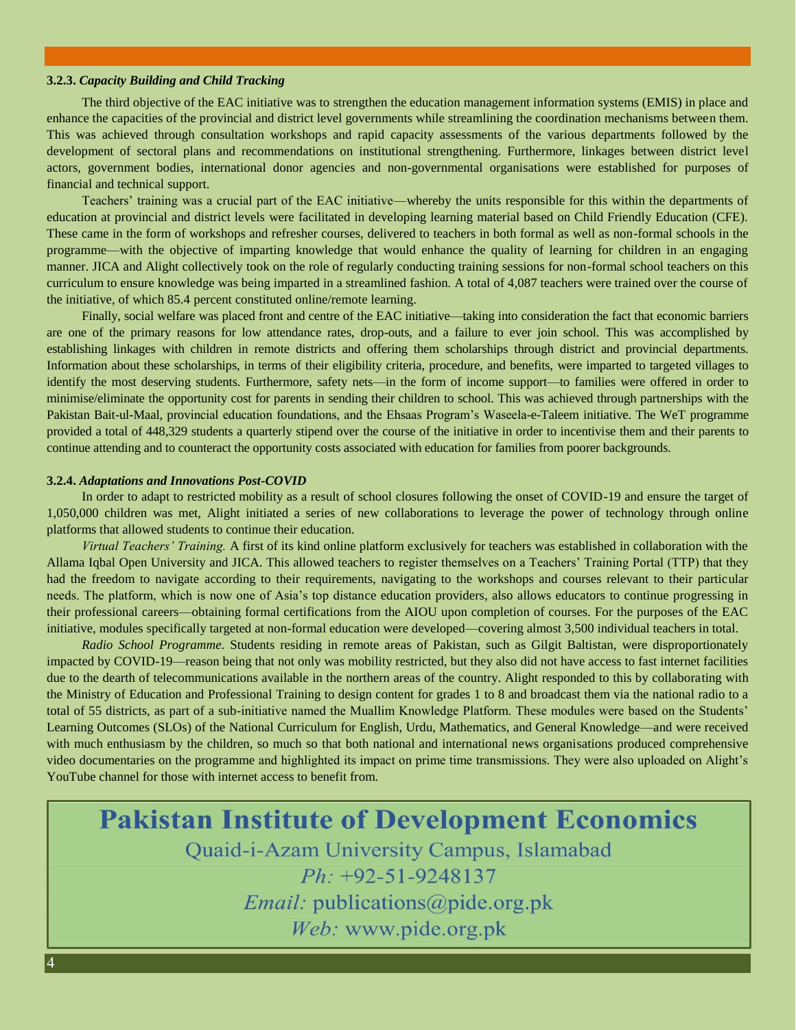### 3.2.3. *Capacity Building and Child Tracking*

The third objective of the EAC initiative was to strengthen the education management information systems (EMIS) in place and enhance the capacities of the provincial and district level governments while streamlining the coordination mechanisms between them. This was achieved through consultation workshops and rapid capacity assessments of the various departments followed by the development of sectoral plans and recommendations on institutional strengthening. Furthermore, linkages between district level actors, government bodies, international donor agencies and non-governmental organisations were established for purposes of financial and technical support.

Teachers' training was a crucial part of the EAC initiative—whereby the units responsible for this within the departments of education at provincial and district levels were facilitated in developing learning material based on Child Friendly Education (CFE). These came in the form of workshops and refresher courses, delivered to teachers in both formal as well as non-formal schools in the programme—with the objective of imparting knowledge that would enhance the quality of learning for children in an engaging manner. JICA and Alight collectively took on the role of regularly conducting training sessions for non-formal school teachers on this curriculum to ensure knowledge was being imparted in a streamlined fashion. A total of 4,087 teachers were trained over the course of the initiative, of which 85.4 percent constituted online/remote learning.

Finally, social welfare was placed front and centre of the EAC initiative—taking into consideration the fact that economic barriers are one of the primary reasons for low attendance rates, drop-outs, and a failure to ever join school. This was accomplished by establishing linkages with children in remote districts and offering them scholarships through district and provincial departments. Information about these scholarships, in terms of their eligibility criteria, procedure, and benefits, were imparted to targeted villages to identify the most deserving students. Furthermore, safety nets—in the form of income support—to families were offered in order to minimise/eliminate the opportunity cost for parents in sending their children to school. This was achieved through partnerships with the Pakistan Bait-ul-Maal, provincial education foundations, and the Ehsaas Program's Waseela-e-Taleem initiative. The WeT programme provided a total of 448,329 students a quarterly stipend over the course of the initiative in order to incentivise them and their parents to continue attending and to counteract the opportunity costs associated with education for families from poorer backgrounds.

### 3.2.4. *Adaptations and Innovations Post-COVID*

In order to adapt to restricted mobility as a result of school closures following the onset of COVID-19 and ensure the target of 1,050,000 children was met, Alight initiated a series of new collaborations to leverage the power of technology through online platforms that allowed students to continue their education.

*Virtual Teachers' Training.* A first of its kind online platform exclusively for teachers was established in collaboration with the Allama Iqbal Open University and JICA. This allowed teachers to register themselves on a Teachers' Training Portal (TTP) that they had the freedom to navigate according to their requirements, navigating to the workshops and courses relevant to their particular needs. The platform, which is now one of Asia's top distance education providers, also allows educators to continue progressing in their professional careers—obtaining formal certifications from the AIOU upon completion of courses. For the purposes of the EAC initiative, modules specifically targeted at non-formal education were developed—covering almost 3,500 individual teachers in total.

*Radio School Programme.* Students residing in remote areas of Pakistan, such as Gilgit Baltistan, were disproportionately impacted by COVID-19—reason being that not only was mobility restricted, but they also did not have access to fast internet facilities due to the dearth of telecommunications available in the northern areas of the country. Alight responded to this by collaborating with the Ministry of Education and Professional Training to design content for grades 1 to 8 and broadcast them via the national radio to a total of 55 districts, as part of a sub-initiative named the Muallim Knowledge Platform. These modules were based on the Students' Learning Outcomes (SLOs) of the National Curriculum for English, Urdu, Mathematics, and General Knowledge—and were received with much enthusiasm by the children, so much so that both national and international news organisations produced comprehensive video documentaries on the programme and highlighted its impact on prime time transmissions. They were also uploaded on Alight's YouTube channel for those with internet access to benefit from.

**Pakistan Institute of Development Economics**

Quaid-i-Azam University Campus, Islamabad

*Ph:* +92-51-9248137

*Email:* publications@pide.org.pk

*Web:* www.pide.org.pk